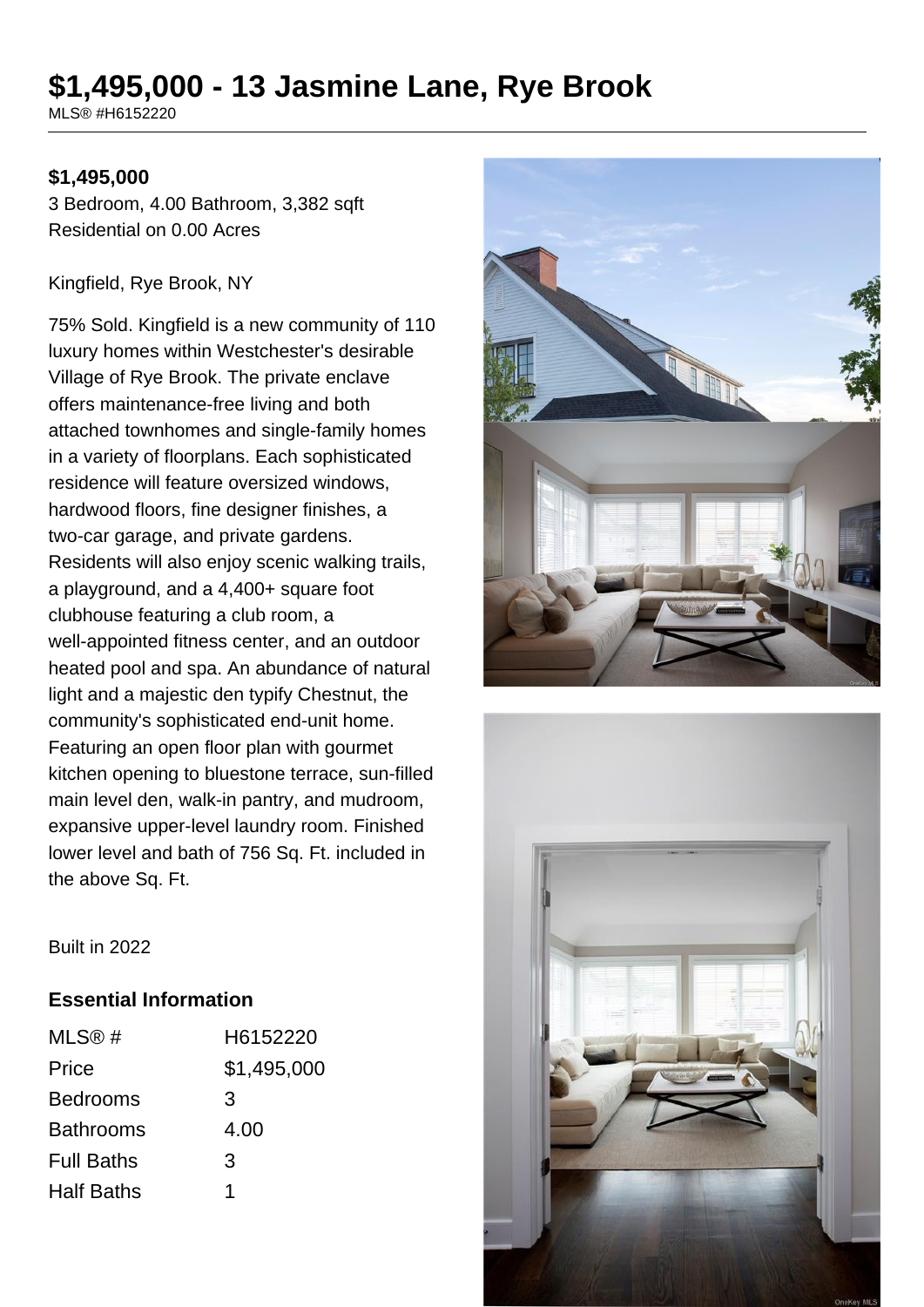# $1,495,000 - 13 Jasmine Lane, Rye Brook

MLS® #H6152220

**$1,495,000**

3 Bedroom, 4.00 Bathroom, 3,382 sqft
Residential on 0.00 Acres

Kingfield, Rye Brook, NY

75% Sold. Kingfield is a new community of 110 luxury homes within Westchester's desirable Village of Rye Brook. The private enclave offers maintenance-free living and both attached townhomes and single-family homes in a variety of floorplans. Each sophisticated residence will feature oversized windows, hardwood floors, fine designer finishes, a two-car garage, and private gardens. Residents will also enjoy scenic walking trails, a playground, and a 4,400+ square foot clubhouse featuring a club room, a well-appointed fitness center, and an outdoor heated pool and spa. An abundance of natural light and a majestic den typify Chestnut, the community's sophisticated end-unit home. Featuring an open floor plan with gourmet kitchen opening to bluestone terrace, sun-filled main level den, walk-in pantry, and mudroom, expansive upper-level laundry room. Finished lower level and bath of 756 Sq. Ft. included in the above Sq. Ft.

Built in 2022

## Essential Information

| | |
|---|---|
| MLS® # | H6152220 |
| Price | $1,495,000 |
| Bedrooms | 3 |
| Bathrooms | 4.00 |
| Full Baths | 3 |
| Half Baths | 1 |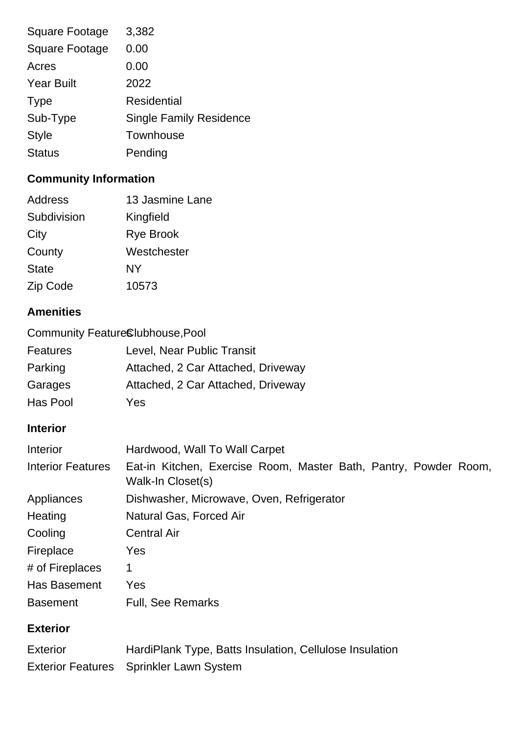| | |
|---|---|
| Square Footage | 3,382 |
| Square Footage | 0.00 |
| Acres | 0.00 |
| Year Built | 2022 |
| Type | Residential |
| Sub-Type | Single Family Residence |
| Style | Townhouse |
| Status | Pending |

## Community Information

| | |
|---|---|
| Address | 13 Jasmine Lane |
| Subdivision | Kingfield |
| City | Rye Brook |
| County | Westchester |
| State | NY |
| Zip Code | 10573 |

## Amenities

| | |
|---|---|
| Community Features | Clubhouse,Pool |
| Features | Level, Near Public Transit |
| Parking | Attached, 2 Car Attached, Driveway |
| Garages | Attached, 2 Car Attached, Driveway |
| Has Pool | Yes |

## Interior

| | |
|---|---|
| Interior | Hardwood, Wall To Wall Carpet |
| Interior Features | Eat-in Kitchen, Exercise Room, Master Bath, Pantry, Powder Room, Walk-In Closet(s) |
| Appliances | Dishwasher, Microwave, Oven, Refrigerator |
| Heating | Natural Gas, Forced Air |
| Cooling | Central Air |
| Fireplace | Yes |
| # of Fireplaces | 1 |
| Has Basement | Yes |
| Basement | Full, See Remarks |

## Exterior

| | |
|---|---|
| Exterior | HardiPlank Type, Batts Insulation, Cellulose Insulation |
| Exterior Features | Sprinkler Lawn System |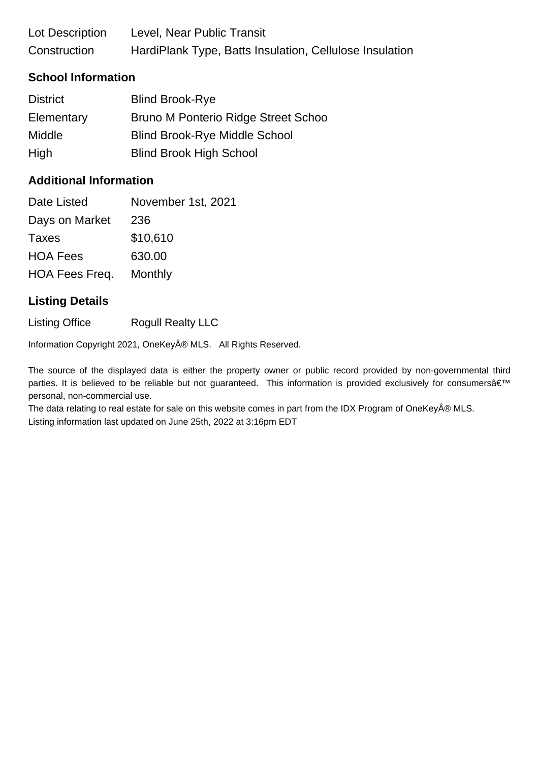| | |
|---|---|
| Lot Description | Level, Near Public Transit |
| Construction | HardiPlank Type, Batts Insulation, Cellulose Insulation |

### School Information

| | |
|---|---|
| District | Blind Brook-Rye |
| Elementary | Bruno M Ponterio Ridge Street Schoo |
| Middle | Blind Brook-Rye Middle School |
| High | Blind Brook High School |

### Additional Information

| | |
|---|---|
| Date Listed | November 1st, 2021 |
| Days on Market | 236 |
| Taxes | $10,610 |
| HOA Fees | 630.00 |
| HOA Fees Freq. | Monthly |

### Listing Details

| | |
|---|---|
| Listing Office | Rogull Realty LLC |

Information Copyright 2021, OneKeyÂ® MLS. All Rights Reserved.

The source of the displayed data is either the property owner or public record provided by non-governmental third parties. It is believed to be reliable but not guaranteed. This information is provided exclusively for consumersâ€™ personal, non-commercial use.

The data relating to real estate for sale on this website comes in part from the IDX Program of OneKeyÂ® MLS.

Listing information last updated on June 25th, 2022 at 3:16pm EDT